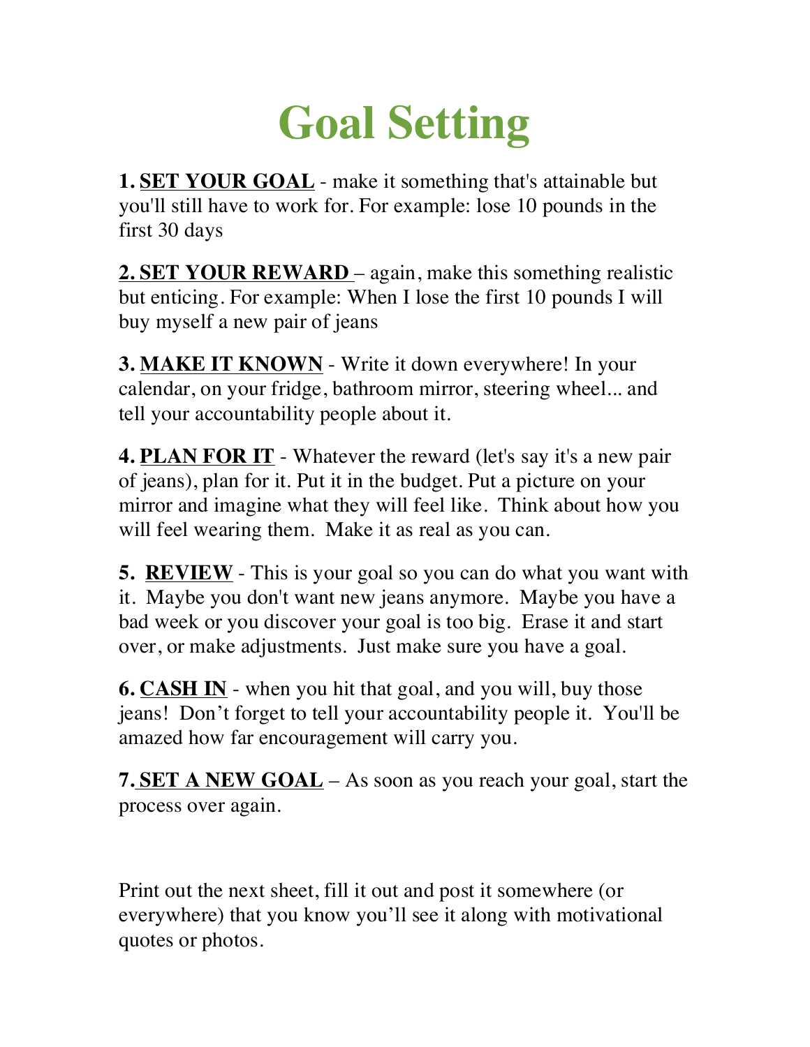# Goal Setting

**1.** **<u>SET YOUR GOAL</u>** - make it something that's attainable but you'll still have to work for. For example: lose 10 pounds in the first 30 days

**2.** **<u>SET YOUR REWARD</u>** – again, make this something realistic but enticing. For example: When I lose the first 10 pounds I will buy myself a new pair of jeans

**3.** **<u>MAKE IT KNOWN</u>** - Write it down everywhere! In your calendar, on your fridge, bathroom mirror, steering wheel... and tell your accountability people about it.

**4.** **<u>PLAN FOR IT</u>** - Whatever the reward (let's say it's a new pair of jeans), plan for it. Put it in the budget. Put a picture on your mirror and imagine what they will feel like. Think about how you will feel wearing them. Make it as real as you can.

**5.** **<u>REVIEW</u>** - This is your goal so you can do what you want with it. Maybe you don't want new jeans anymore. Maybe you have a bad week or you discover your goal is too big. Erase it and start over, or make adjustments. Just make sure you have a goal.

**6.** **<u>CASH IN</u>** - when you hit that goal, and you will, buy those jeans! Don't forget to tell your accountability people it. You'll be amazed how far encouragement will carry you.

**7.** **<u>SET A NEW GOAL</u>** – As soon as you reach your goal, start the process over again.

Print out the next sheet, fill it out and post it somewhere (or everywhere) that you know you'll see it along with motivational quotes or photos.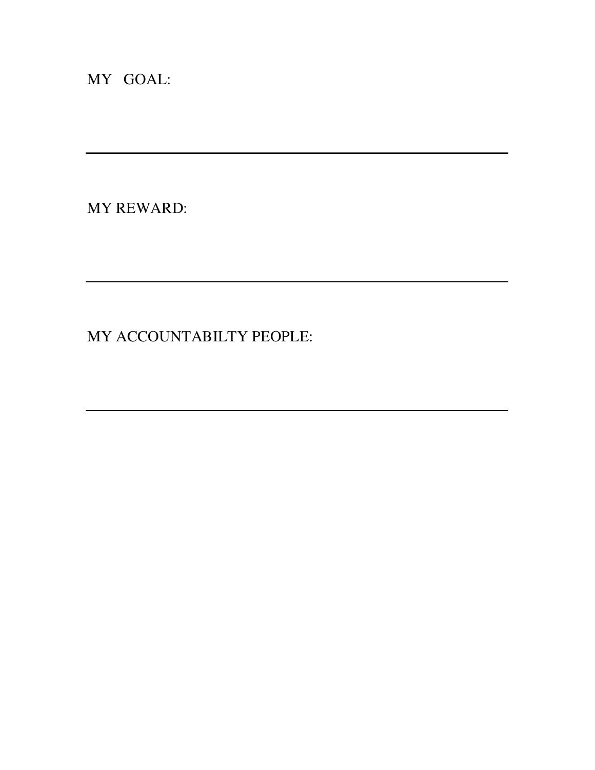MY GOAL:

---

MY REWARD:

---

MY ACCOUNTABILTY PEOPLE:

---